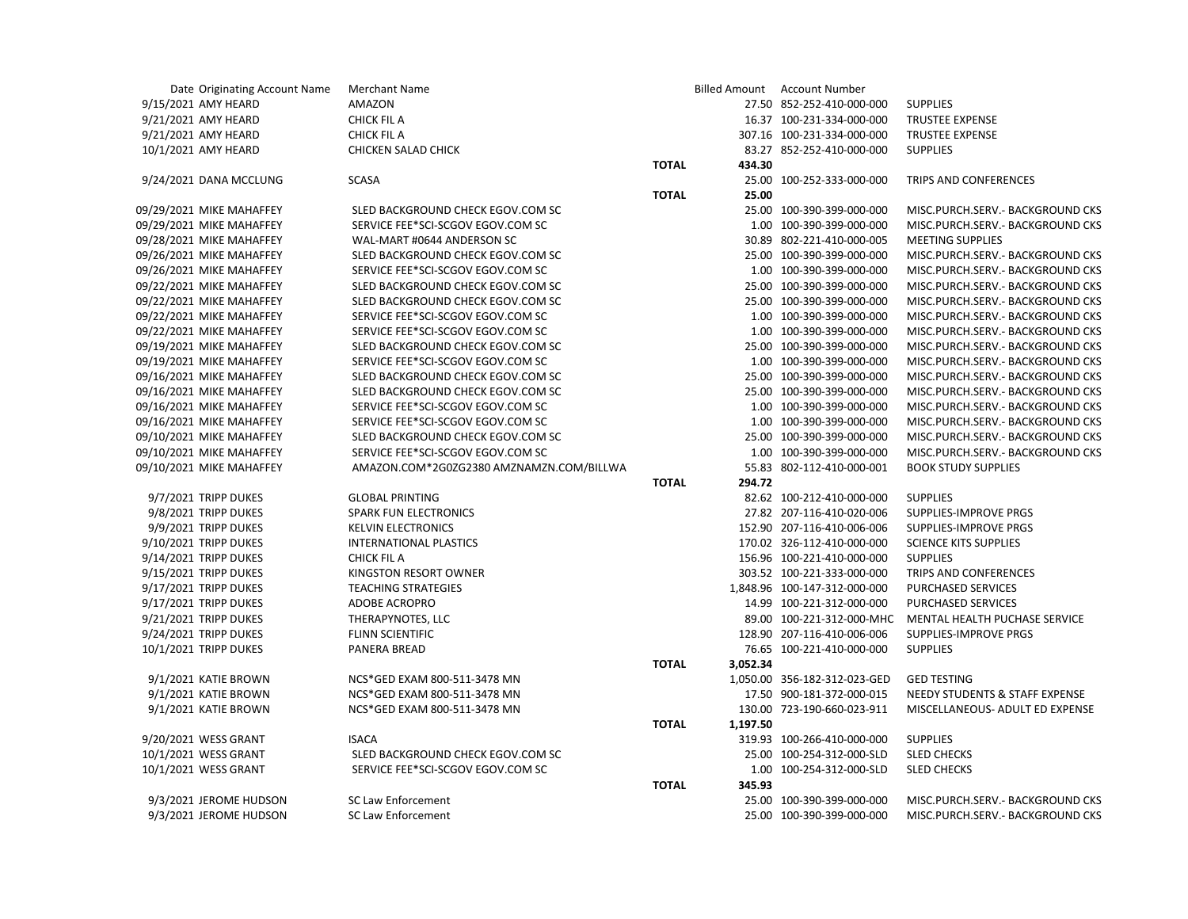| Date | Originating Account Name | Merchant Name | | Billed Amount | Account Number | |
|---|---|---|---|---|---|---|
| 9/15/2021 | AMY HEARD | AMAZON | | 27.50 | 852-252-410-000-000 | SUPPLIES |
| 9/21/2021 | AMY HEARD | CHICK FIL A | | 16.37 | 100-231-334-000-000 | TRUSTEE EXPENSE |
| 9/21/2021 | AMY HEARD | CHICK FIL A | | 307.16 | 100-231-334-000-000 | TRUSTEE EXPENSE |
| 10/1/2021 | AMY HEARD | CHICKEN SALAD CHICK | | 83.27 | 852-252-410-000-000 | SUPPLIES |
| | | | **TOTAL** | 434.30 | | |
| 9/24/2021 | DANA MCCLUNG | SCASA | | 25.00 | 100-252-333-000-000 | TRIPS AND CONFERENCES |
| | | | **TOTAL** | 25.00 | | |
| 09/29/2021 | MIKE MAHAFFEY | SLED BACKGROUND CHECK EGOV.COM SC | | 25.00 | 100-390-399-000-000 | MISC.PURCH.SERV.- BACKGROUND CKS |
| 09/29/2021 | MIKE MAHAFFEY | SERVICE FEE*SCI-SCGOV EGOV.COM SC | | 1.00 | 100-390-399-000-000 | MISC.PURCH.SERV.- BACKGROUND CKS |
| 09/28/2021 | MIKE MAHAFFEY | WAL-MART #0644 ANDERSON SC | | 30.89 | 802-221-410-000-005 | MEETING SUPPLIES |
| 09/26/2021 | MIKE MAHAFFEY | SLED BACKGROUND CHECK EGOV.COM SC | | 25.00 | 100-390-399-000-000 | MISC.PURCH.SERV.- BACKGROUND CKS |
| 09/26/2021 | MIKE MAHAFFEY | SERVICE FEE*SCI-SCGOV EGOV.COM SC | | 1.00 | 100-390-399-000-000 | MISC.PURCH.SERV.- BACKGROUND CKS |
| 09/22/2021 | MIKE MAHAFFEY | SLED BACKGROUND CHECK EGOV.COM SC | | 25.00 | 100-390-399-000-000 | MISC.PURCH.SERV.- BACKGROUND CKS |
| 09/22/2021 | MIKE MAHAFFEY | SLED BACKGROUND CHECK EGOV.COM SC | | 25.00 | 100-390-399-000-000 | MISC.PURCH.SERV.- BACKGROUND CKS |
| 09/22/2021 | MIKE MAHAFFEY | SERVICE FEE*SCI-SCGOV EGOV.COM SC | | 1.00 | 100-390-399-000-000 | MISC.PURCH.SERV.- BACKGROUND CKS |
| 09/22/2021 | MIKE MAHAFFEY | SERVICE FEE*SCI-SCGOV EGOV.COM SC | | 1.00 | 100-390-399-000-000 | MISC.PURCH.SERV.- BACKGROUND CKS |
| 09/19/2021 | MIKE MAHAFFEY | SLED BACKGROUND CHECK EGOV.COM SC | | 25.00 | 100-390-399-000-000 | MISC.PURCH.SERV.- BACKGROUND CKS |
| 09/19/2021 | MIKE MAHAFFEY | SERVICE FEE*SCI-SCGOV EGOV.COM SC | | 1.00 | 100-390-399-000-000 | MISC.PURCH.SERV.- BACKGROUND CKS |
| 09/16/2021 | MIKE MAHAFFEY | SLED BACKGROUND CHECK EGOV.COM SC | | 25.00 | 100-390-399-000-000 | MISC.PURCH.SERV.- BACKGROUND CKS |
| 09/16/2021 | MIKE MAHAFFEY | SLED BACKGROUND CHECK EGOV.COM SC | | 25.00 | 100-390-399-000-000 | MISC.PURCH.SERV.- BACKGROUND CKS |
| 09/16/2021 | MIKE MAHAFFEY | SERVICE FEE*SCI-SCGOV EGOV.COM SC | | 1.00 | 100-390-399-000-000 | MISC.PURCH.SERV.- BACKGROUND CKS |
| 09/16/2021 | MIKE MAHAFFEY | SERVICE FEE*SCI-SCGOV EGOV.COM SC | | 1.00 | 100-390-399-000-000 | MISC.PURCH.SERV.- BACKGROUND CKS |
| 09/10/2021 | MIKE MAHAFFEY | SLED BACKGROUND CHECK EGOV.COM SC | | 25.00 | 100-390-399-000-000 | MISC.PURCH.SERV.- BACKGROUND CKS |
| 09/10/2021 | MIKE MAHAFFEY | SERVICE FEE*SCI-SCGOV EGOV.COM SC | | 1.00 | 100-390-399-000-000 | MISC.PURCH.SERV.- BACKGROUND CKS |
| 09/10/2021 | MIKE MAHAFFEY | AMAZON.COM*2G0ZG2380 AMZNAMZN.COM/BILLWA | | 55.83 | 802-112-410-000-001 | BOOK STUDY SUPPLIES |
| | | | **TOTAL** | 294.72 | | |
| 9/7/2021 | TRIPP DUKES | GLOBAL PRINTING | | 82.62 | 100-212-410-000-000 | SUPPLIES |
| 9/8/2021 | TRIPP DUKES | SPARK FUN ELECTRONICS | | 27.82 | 207-116-410-020-006 | SUPPLIES-IMPROVE PRGS |
| 9/9/2021 | TRIPP DUKES | KELVIN ELECTRONICS | | 152.90 | 207-116-410-006-006 | SUPPLIES-IMPROVE PRGS |
| 9/10/2021 | TRIPP DUKES | INTERNATIONAL PLASTICS | | 170.02 | 326-112-410-000-000 | SCIENCE KITS SUPPLIES |
| 9/14/2021 | TRIPP DUKES | CHICK FIL A | | 156.96 | 100-221-410-000-000 | SUPPLIES |
| 9/15/2021 | TRIPP DUKES | KINGSTON RESORT OWNER | | 303.52 | 100-221-333-000-000 | TRIPS AND CONFERENCES |
| 9/17/2021 | TRIPP DUKES | TEACHING STRATEGIES | | 1,848.96 | 100-147-312-000-000 | PURCHASED SERVICES |
| 9/17/2021 | TRIPP DUKES | ADOBE ACROPRO | | 14.99 | 100-221-312-000-000 | PURCHASED SERVICES |
| 9/21/2021 | TRIPP DUKES | THERAPYNOTES, LLC | | 89.00 | 100-221-312-000-MHC | MENTAL HEALTH PUCHASE SERVICE |
| 9/24/2021 | TRIPP DUKES | FLINN SCIENTIFIC | | 128.90 | 207-116-410-006-006 | SUPPLIES-IMPROVE PRGS |
| 10/1/2021 | TRIPP DUKES | PANERA BREAD | | 76.65 | 100-221-410-000-000 | SUPPLIES |
| | | | **TOTAL** | 3,052.34 | | |
| 9/1/2021 | KATIE BROWN | NCS*GED EXAM 800-511-3478 MN | | 1,050.00 | 356-182-312-023-GED | GED TESTING |
| 9/1/2021 | KATIE BROWN | NCS*GED EXAM 800-511-3478 MN | | 17.50 | 900-181-372-000-015 | NEEDY STUDENTS & STAFF EXPENSE |
| 9/1/2021 | KATIE BROWN | NCS*GED EXAM 800-511-3478 MN | | 130.00 | 723-190-660-023-911 | MISCELLANEOUS- ADULT ED EXPENSE |
| | | | **TOTAL** | 1,197.50 | | |
| 9/20/2021 | WESS GRANT | ISACA | | 319.93 | 100-266-410-000-000 | SUPPLIES |
| 10/1/2021 | WESS GRANT | SLED BACKGROUND CHECK EGOV.COM SC | | 25.00 | 100-254-312-000-SLD | SLED CHECKS |
| 10/1/2021 | WESS GRANT | SERVICE FEE*SCI-SCGOV EGOV.COM SC | | 1.00 | 100-254-312-000-SLD | SLED CHECKS |
| | | | **TOTAL** | 345.93 | | |
| 9/3/2021 | JEROME HUDSON | SC Law Enforcement | | 25.00 | 100-390-399-000-000 | MISC.PURCH.SERV.- BACKGROUND CKS |
| 9/3/2021 | JEROME HUDSON | SC Law Enforcement | | 25.00 | 100-390-399-000-000 | MISC.PURCH.SERV.- BACKGROUND CKS |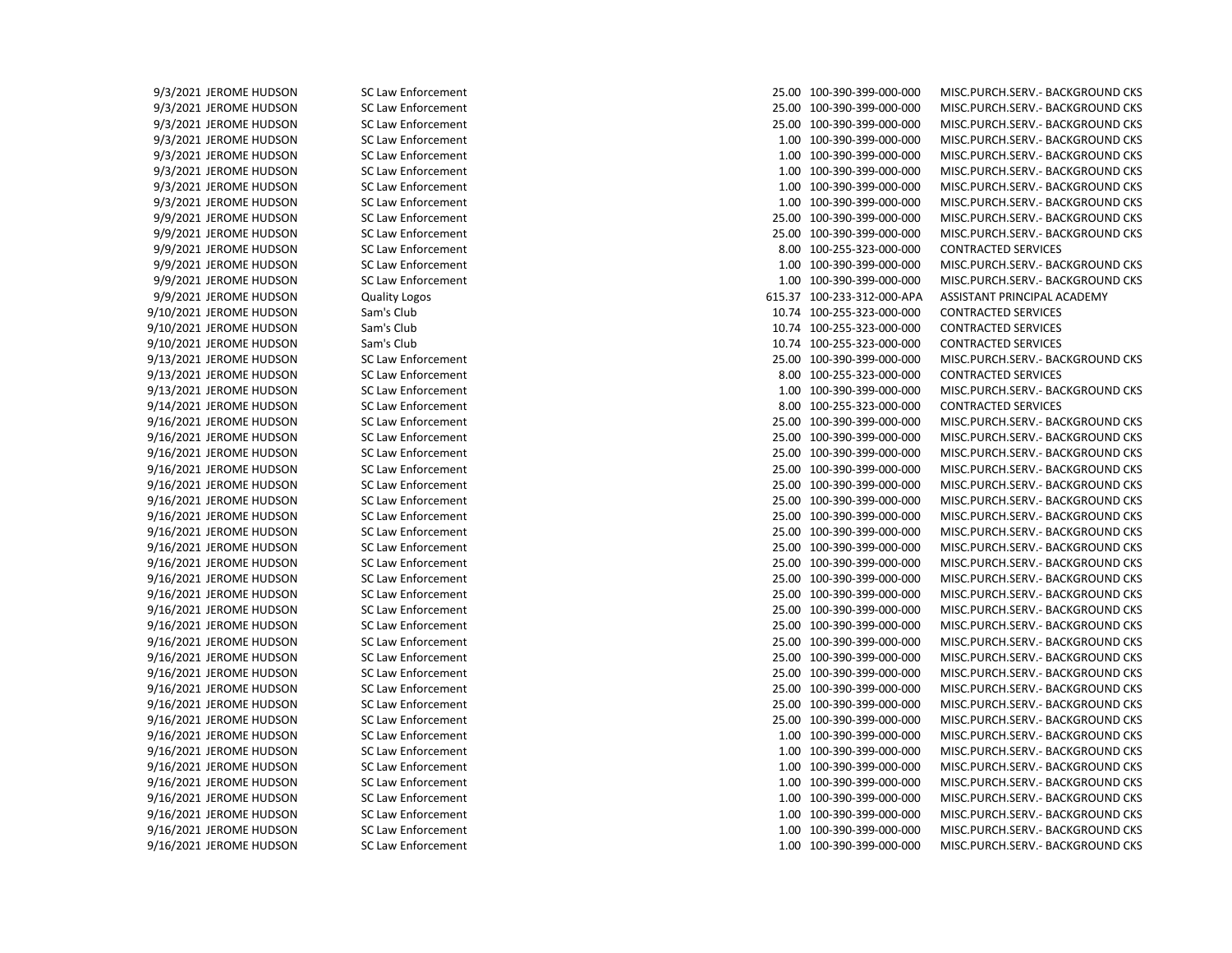| | | | | | |
|---|---|---|---|---|---|
| 9/3/2021 | JEROME HUDSON | SC Law Enforcement | 25.00 | 100-390-399-000-000 | MISC.PURCH.SERV.- BACKGROUND CKS |
| 9/3/2021 | JEROME HUDSON | SC Law Enforcement | 25.00 | 100-390-399-000-000 | MISC.PURCH.SERV.- BACKGROUND CKS |
| 9/3/2021 | JEROME HUDSON | SC Law Enforcement | 25.00 | 100-390-399-000-000 | MISC.PURCH.SERV.- BACKGROUND CKS |
| 9/3/2021 | JEROME HUDSON | SC Law Enforcement | 1.00 | 100-390-399-000-000 | MISC.PURCH.SERV.- BACKGROUND CKS |
| 9/3/2021 | JEROME HUDSON | SC Law Enforcement | 1.00 | 100-390-399-000-000 | MISC.PURCH.SERV.- BACKGROUND CKS |
| 9/3/2021 | JEROME HUDSON | SC Law Enforcement | 1.00 | 100-390-399-000-000 | MISC.PURCH.SERV.- BACKGROUND CKS |
| 9/3/2021 | JEROME HUDSON | SC Law Enforcement | 1.00 | 100-390-399-000-000 | MISC.PURCH.SERV.- BACKGROUND CKS |
| 9/3/2021 | JEROME HUDSON | SC Law Enforcement | 1.00 | 100-390-399-000-000 | MISC.PURCH.SERV.- BACKGROUND CKS |
| 9/9/2021 | JEROME HUDSON | SC Law Enforcement | 25.00 | 100-390-399-000-000 | MISC.PURCH.SERV.- BACKGROUND CKS |
| 9/9/2021 | JEROME HUDSON | SC Law Enforcement | 25.00 | 100-390-399-000-000 | MISC.PURCH.SERV.- BACKGROUND CKS |
| 9/9/2021 | JEROME HUDSON | SC Law Enforcement | 8.00 | 100-255-323-000-000 | CONTRACTED SERVICES |
| 9/9/2021 | JEROME HUDSON | SC Law Enforcement | 1.00 | 100-390-399-000-000 | MISC.PURCH.SERV.- BACKGROUND CKS |
| 9/9/2021 | JEROME HUDSON | SC Law Enforcement | 1.00 | 100-390-399-000-000 | MISC.PURCH.SERV.- BACKGROUND CKS |
| 9/9/2021 | JEROME HUDSON | Quality Logos | 615.37 | 100-233-312-000-APA | ASSISTANT PRINCIPAL ACADEMY |
| 9/10/2021 | JEROME HUDSON | Sam's Club | 10.74 | 100-255-323-000-000 | CONTRACTED SERVICES |
| 9/10/2021 | JEROME HUDSON | Sam's Club | 10.74 | 100-255-323-000-000 | CONTRACTED SERVICES |
| 9/10/2021 | JEROME HUDSON | Sam's Club | 10.74 | 100-255-323-000-000 | CONTRACTED SERVICES |
| 9/13/2021 | JEROME HUDSON | SC Law Enforcement | 25.00 | 100-390-399-000-000 | MISC.PURCH.SERV.- BACKGROUND CKS |
| 9/13/2021 | JEROME HUDSON | SC Law Enforcement | 8.00 | 100-255-323-000-000 | CONTRACTED SERVICES |
| 9/13/2021 | JEROME HUDSON | SC Law Enforcement | 1.00 | 100-390-399-000-000 | MISC.PURCH.SERV.- BACKGROUND CKS |
| 9/14/2021 | JEROME HUDSON | SC Law Enforcement | 8.00 | 100-255-323-000-000 | CONTRACTED SERVICES |
| 9/16/2021 | JEROME HUDSON | SC Law Enforcement | 25.00 | 100-390-399-000-000 | MISC.PURCH.SERV.- BACKGROUND CKS |
| 9/16/2021 | JEROME HUDSON | SC Law Enforcement | 25.00 | 100-390-399-000-000 | MISC.PURCH.SERV.- BACKGROUND CKS |
| 9/16/2021 | JEROME HUDSON | SC Law Enforcement | 25.00 | 100-390-399-000-000 | MISC.PURCH.SERV.- BACKGROUND CKS |
| 9/16/2021 | JEROME HUDSON | SC Law Enforcement | 25.00 | 100-390-399-000-000 | MISC.PURCH.SERV.- BACKGROUND CKS |
| 9/16/2021 | JEROME HUDSON | SC Law Enforcement | 25.00 | 100-390-399-000-000 | MISC.PURCH.SERV.- BACKGROUND CKS |
| 9/16/2021 | JEROME HUDSON | SC Law Enforcement | 25.00 | 100-390-399-000-000 | MISC.PURCH.SERV.- BACKGROUND CKS |
| 9/16/2021 | JEROME HUDSON | SC Law Enforcement | 25.00 | 100-390-399-000-000 | MISC.PURCH.SERV.- BACKGROUND CKS |
| 9/16/2021 | JEROME HUDSON | SC Law Enforcement | 25.00 | 100-390-399-000-000 | MISC.PURCH.SERV.- BACKGROUND CKS |
| 9/16/2021 | JEROME HUDSON | SC Law Enforcement | 25.00 | 100-390-399-000-000 | MISC.PURCH.SERV.- BACKGROUND CKS |
| 9/16/2021 | JEROME HUDSON | SC Law Enforcement | 25.00 | 100-390-399-000-000 | MISC.PURCH.SERV.- BACKGROUND CKS |
| 9/16/2021 | JEROME HUDSON | SC Law Enforcement | 25.00 | 100-390-399-000-000 | MISC.PURCH.SERV.- BACKGROUND CKS |
| 9/16/2021 | JEROME HUDSON | SC Law Enforcement | 25.00 | 100-390-399-000-000 | MISC.PURCH.SERV.- BACKGROUND CKS |
| 9/16/2021 | JEROME HUDSON | SC Law Enforcement | 25.00 | 100-390-399-000-000 | MISC.PURCH.SERV.- BACKGROUND CKS |
| 9/16/2021 | JEROME HUDSON | SC Law Enforcement | 25.00 | 100-390-399-000-000 | MISC.PURCH.SERV.- BACKGROUND CKS |
| 9/16/2021 | JEROME HUDSON | SC Law Enforcement | 25.00 | 100-390-399-000-000 | MISC.PURCH.SERV.- BACKGROUND CKS |
| 9/16/2021 | JEROME HUDSON | SC Law Enforcement | 25.00 | 100-390-399-000-000 | MISC.PURCH.SERV.- BACKGROUND CKS |
| 9/16/2021 | JEROME HUDSON | SC Law Enforcement | 25.00 | 100-390-399-000-000 | MISC.PURCH.SERV.- BACKGROUND CKS |
| 9/16/2021 | JEROME HUDSON | SC Law Enforcement | 25.00 | 100-390-399-000-000 | MISC.PURCH.SERV.- BACKGROUND CKS |
| 9/16/2021 | JEROME HUDSON | SC Law Enforcement | 25.00 | 100-390-399-000-000 | MISC.PURCH.SERV.- BACKGROUND CKS |
| 9/16/2021 | JEROME HUDSON | SC Law Enforcement | 1.00 | 100-390-399-000-000 | MISC.PURCH.SERV.- BACKGROUND CKS |
| 9/16/2021 | JEROME HUDSON | SC Law Enforcement | 1.00 | 100-390-399-000-000 | MISC.PURCH.SERV.- BACKGROUND CKS |
| 9/16/2021 | JEROME HUDSON | SC Law Enforcement | 1.00 | 100-390-399-000-000 | MISC.PURCH.SERV.- BACKGROUND CKS |
| 9/16/2021 | JEROME HUDSON | SC Law Enforcement | 1.00 | 100-390-399-000-000 | MISC.PURCH.SERV.- BACKGROUND CKS |
| 9/16/2021 | JEROME HUDSON | SC Law Enforcement | 1.00 | 100-390-399-000-000 | MISC.PURCH.SERV.- BACKGROUND CKS |
| 9/16/2021 | JEROME HUDSON | SC Law Enforcement | 1.00 | 100-390-399-000-000 | MISC.PURCH.SERV.- BACKGROUND CKS |
| 9/16/2021 | JEROME HUDSON | SC Law Enforcement | 1.00 | 100-390-399-000-000 | MISC.PURCH.SERV.- BACKGROUND CKS |
| 9/16/2021 | JEROME HUDSON | SC Law Enforcement | 1.00 | 100-390-399-000-000 | MISC.PURCH.SERV.- BACKGROUND CKS |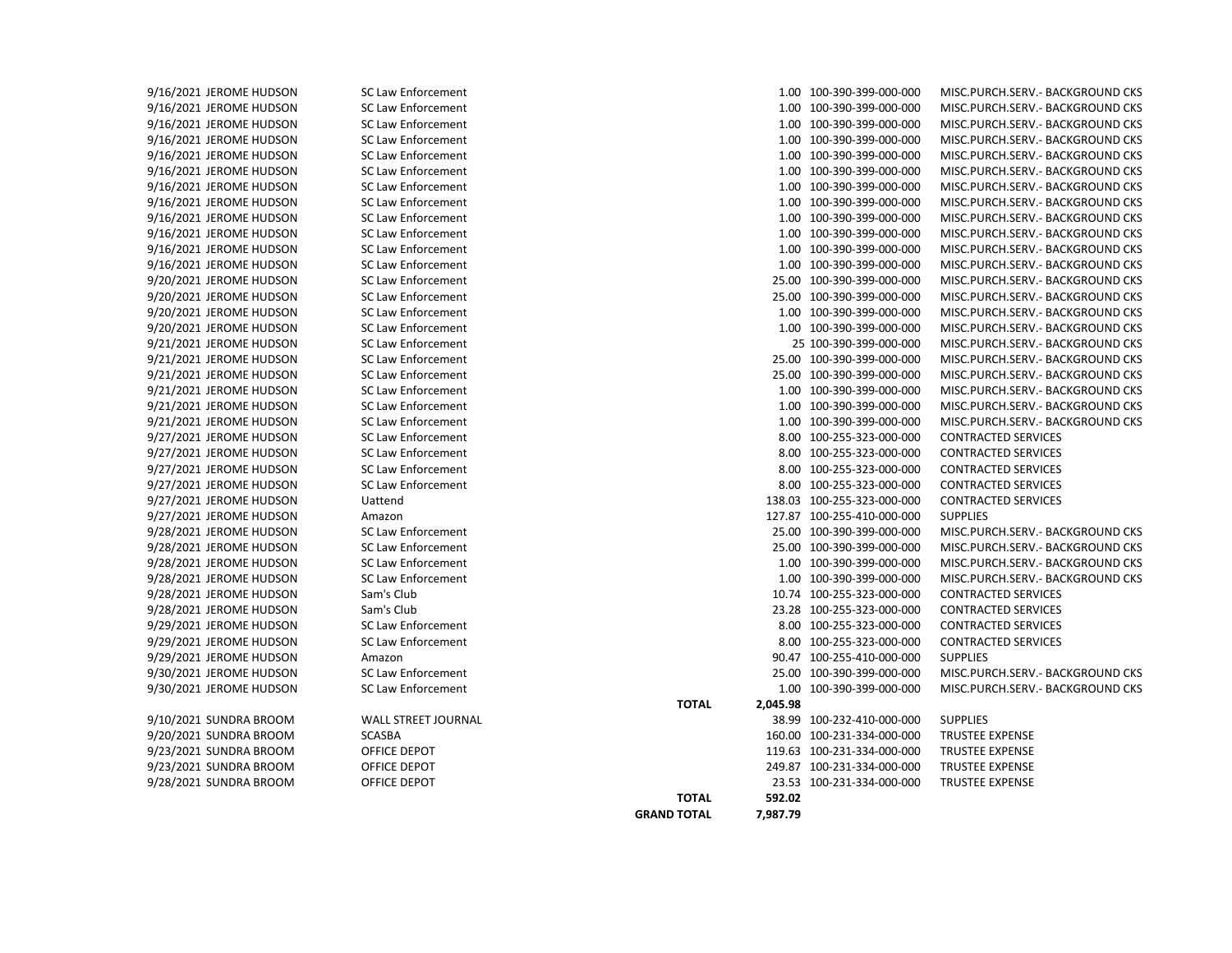| | | | | | | |
|---|---|---|---|---|---|---|
| 9/16/2021 | JEROME HUDSON | SC Law Enforcement | | 1.00 | 100-390-399-000-000 | MISC.PURCH.SERV.- BACKGROUND CKS |
| 9/16/2021 | JEROME HUDSON | SC Law Enforcement | | 1.00 | 100-390-399-000-000 | MISC.PURCH.SERV.- BACKGROUND CKS |
| 9/16/2021 | JEROME HUDSON | SC Law Enforcement | | 1.00 | 100-390-399-000-000 | MISC.PURCH.SERV.- BACKGROUND CKS |
| 9/16/2021 | JEROME HUDSON | SC Law Enforcement | | 1.00 | 100-390-399-000-000 | MISC.PURCH.SERV.- BACKGROUND CKS |
| 9/16/2021 | JEROME HUDSON | SC Law Enforcement | | 1.00 | 100-390-399-000-000 | MISC.PURCH.SERV.- BACKGROUND CKS |
| 9/16/2021 | JEROME HUDSON | SC Law Enforcement | | 1.00 | 100-390-399-000-000 | MISC.PURCH.SERV.- BACKGROUND CKS |
| 9/16/2021 | JEROME HUDSON | SC Law Enforcement | | 1.00 | 100-390-399-000-000 | MISC.PURCH.SERV.- BACKGROUND CKS |
| 9/16/2021 | JEROME HUDSON | SC Law Enforcement | | 1.00 | 100-390-399-000-000 | MISC.PURCH.SERV.- BACKGROUND CKS |
| 9/16/2021 | JEROME HUDSON | SC Law Enforcement | | 1.00 | 100-390-399-000-000 | MISC.PURCH.SERV.- BACKGROUND CKS |
| 9/16/2021 | JEROME HUDSON | SC Law Enforcement | | 1.00 | 100-390-399-000-000 | MISC.PURCH.SERV.- BACKGROUND CKS |
| 9/16/2021 | JEROME HUDSON | SC Law Enforcement | | 1.00 | 100-390-399-000-000 | MISC.PURCH.SERV.- BACKGROUND CKS |
| 9/16/2021 | JEROME HUDSON | SC Law Enforcement | | 1.00 | 100-390-399-000-000 | MISC.PURCH.SERV.- BACKGROUND CKS |
| 9/20/2021 | JEROME HUDSON | SC Law Enforcement | | 25.00 | 100-390-399-000-000 | MISC.PURCH.SERV.- BACKGROUND CKS |
| 9/20/2021 | JEROME HUDSON | SC Law Enforcement | | 25.00 | 100-390-399-000-000 | MISC.PURCH.SERV.- BACKGROUND CKS |
| 9/20/2021 | JEROME HUDSON | SC Law Enforcement | | 1.00 | 100-390-399-000-000 | MISC.PURCH.SERV.- BACKGROUND CKS |
| 9/20/2021 | JEROME HUDSON | SC Law Enforcement | | 1.00 | 100-390-399-000-000 | MISC.PURCH.SERV.- BACKGROUND CKS |
| 9/21/2021 | JEROME HUDSON | SC Law Enforcement | | 25 | 100-390-399-000-000 | MISC.PURCH.SERV.- BACKGROUND CKS |
| 9/21/2021 | JEROME HUDSON | SC Law Enforcement | | 25.00 | 100-390-399-000-000 | MISC.PURCH.SERV.- BACKGROUND CKS |
| 9/21/2021 | JEROME HUDSON | SC Law Enforcement | | 25.00 | 100-390-399-000-000 | MISC.PURCH.SERV.- BACKGROUND CKS |
| 9/21/2021 | JEROME HUDSON | SC Law Enforcement | | 1.00 | 100-390-399-000-000 | MISC.PURCH.SERV.- BACKGROUND CKS |
| 9/21/2021 | JEROME HUDSON | SC Law Enforcement | | 1.00 | 100-390-399-000-000 | MISC.PURCH.SERV.- BACKGROUND CKS |
| 9/21/2021 | JEROME HUDSON | SC Law Enforcement | | 1.00 | 100-390-399-000-000 | MISC.PURCH.SERV.- BACKGROUND CKS |
| 9/27/2021 | JEROME HUDSON | SC Law Enforcement | | 8.00 | 100-255-323-000-000 | CONTRACTED SERVICES |
| 9/27/2021 | JEROME HUDSON | SC Law Enforcement | | 8.00 | 100-255-323-000-000 | CONTRACTED SERVICES |
| 9/27/2021 | JEROME HUDSON | SC Law Enforcement | | 8.00 | 100-255-323-000-000 | CONTRACTED SERVICES |
| 9/27/2021 | JEROME HUDSON | SC Law Enforcement | | 8.00 | 100-255-323-000-000 | CONTRACTED SERVICES |
| 9/27/2021 | JEROME HUDSON | Uattend | | 138.03 | 100-255-323-000-000 | CONTRACTED SERVICES |
| 9/27/2021 | JEROME HUDSON | Amazon | | 127.87 | 100-255-410-000-000 | SUPPLIES |
| 9/28/2021 | JEROME HUDSON | SC Law Enforcement | | 25.00 | 100-390-399-000-000 | MISC.PURCH.SERV.- BACKGROUND CKS |
| 9/28/2021 | JEROME HUDSON | SC Law Enforcement | | 25.00 | 100-390-399-000-000 | MISC.PURCH.SERV.- BACKGROUND CKS |
| 9/28/2021 | JEROME HUDSON | SC Law Enforcement | | 1.00 | 100-390-399-000-000 | MISC.PURCH.SERV.- BACKGROUND CKS |
| 9/28/2021 | JEROME HUDSON | SC Law Enforcement | | 1.00 | 100-390-399-000-000 | MISC.PURCH.SERV.- BACKGROUND CKS |
| 9/28/2021 | JEROME HUDSON | Sam's Club | | 10.74 | 100-255-323-000-000 | CONTRACTED SERVICES |
| 9/28/2021 | JEROME HUDSON | Sam's Club | | 23.28 | 100-255-323-000-000 | CONTRACTED SERVICES |
| 9/29/2021 | JEROME HUDSON | SC Law Enforcement | | 8.00 | 100-255-323-000-000 | CONTRACTED SERVICES |
| 9/29/2021 | JEROME HUDSON | SC Law Enforcement | | 8.00 | 100-255-323-000-000 | CONTRACTED SERVICES |
| 9/29/2021 | JEROME HUDSON | Amazon | | 90.47 | 100-255-410-000-000 | SUPPLIES |
| 9/30/2021 | JEROME HUDSON | SC Law Enforcement | | 25.00 | 100-390-399-000-000 | MISC.PURCH.SERV.- BACKGROUND CKS |
| 9/30/2021 | JEROME HUDSON | SC Law Enforcement | | 1.00 | 100-390-399-000-000 | MISC.PURCH.SERV.- BACKGROUND CKS |
| | | | **TOTAL** | **2,045.98** | | |
| 9/10/2021 | SUNDRA BROOM | WALL STREET JOURNAL | | 38.99 | 100-232-410-000-000 | SUPPLIES |
| 9/20/2021 | SUNDRA BROOM | SCASBA | | 160.00 | 100-231-334-000-000 | TRUSTEE EXPENSE |
| 9/23/2021 | SUNDRA BROOM | OFFICE DEPOT | | 119.63 | 100-231-334-000-000 | TRUSTEE EXPENSE |
| 9/23/2021 | SUNDRA BROOM | OFFICE DEPOT | | 249.87 | 100-231-334-000-000 | TRUSTEE EXPENSE |
| 9/28/2021 | SUNDRA BROOM | OFFICE DEPOT | | 23.53 | 100-231-334-000-000 | TRUSTEE EXPENSE |
| | | | **TOTAL** | **592.02** | | |
| | | | **GRAND TOTAL** | **7,987.79** | | |